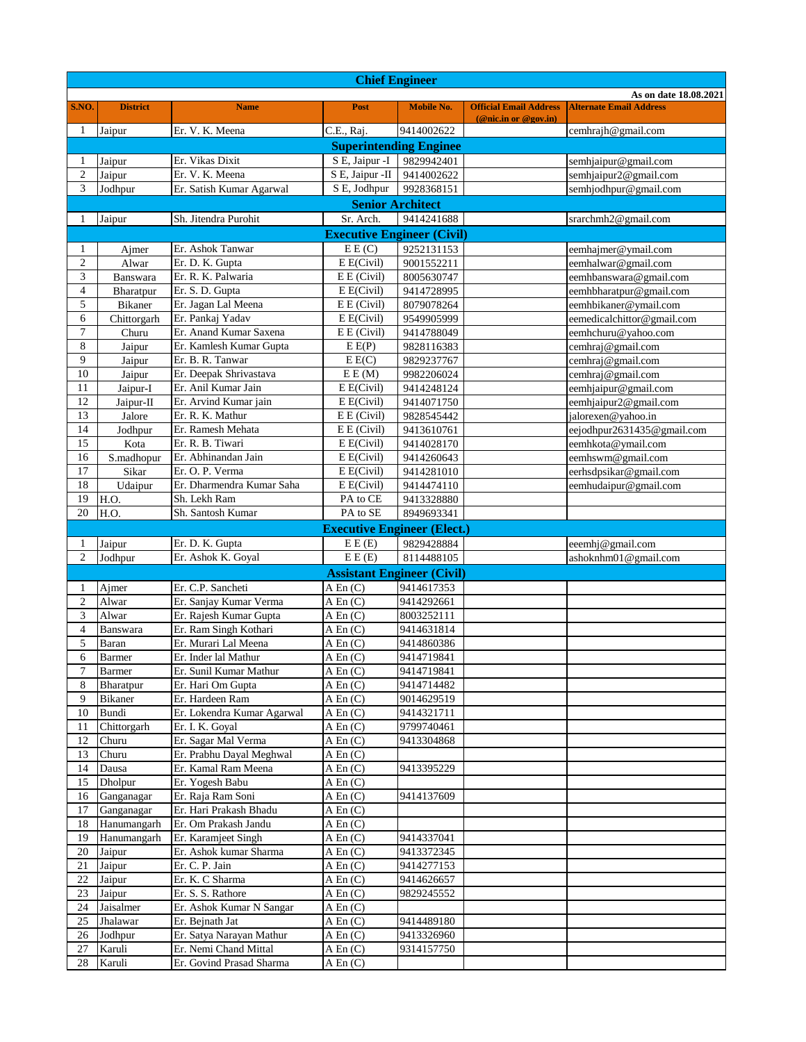| Chief Engineer | | | | | | |
|---|---|---|---|---|---|---|
| | | | | | | As on date 18.08.2021 |
| S.NO. | District | Name | Post | Mobile No. | Official Email Address (@nic.in or @gov.in) | Alternate Email Address |
| 1 | Jaipur | Er. V. K. Meena | C.E., Raj. | 9414002622 | | cemhrajh@gmail.com |
| **Superintending Enginee** | | | | | | |
| 1 | Jaipur | Er. Vikas Dixit | S E, Jaipur -I | 9829942401 | | semhjaipur@gmail.com |
| 2 | Jaipur | Er. V. K. Meena | S E, Jaipur -II | 9414002622 | | semhjaipur2@gmail.com |
| 3 | Jodhpur | Er. Satish Kumar Agarwal | S E, Jodhpur | 9928368151 | | semhjodhpur@gmail.com |
| **Senior Architect** | | | | | | |
| 1 | Jaipur | Sh. Jitendra Purohit | Sr. Arch. | 9414241688 | | srarchmh2@gmail.com |
| **Executive Engineer (Civil)** | | | | | | |
| 1 | Ajmer | Er. Ashok Tanwar | E E (C) | 9252131153 | | eemhajmer@ymail.com |
| 2 | Alwar | Er. D. K. Gupta | E E(Civil) | 9001552211 | | eemhalwar@gmail.com |
| 3 | Banswara | Er. R. K. Palwaria | E E (Civil) | 8005630747 | | eemhbanswara@gmail.com |
| 4 | Bharatpur | Er. S. D. Gupta | E E(Civil) | 9414728995 | | eemhbharatpur@gmail.com |
| 5 | Bikaner | Er. Jagan Lal Meena | E E (Civil) | 8079078264 | | eemhbikaner@ymail.com |
| 6 | Chittorgarh | Er. Pankaj Yadav | E E(Civil) | 9549905999 | | eemedicalchittor@gmail.com |
| 7 | Churu | Er. Anand Kumar Saxena | E E (Civil) | 9414788049 | | eemhchuru@yahoo.com |
| 8 | Jaipur | Er. Kamlesh Kumar Gupta | E E(P) | 9828116383 | | cemhraj@gmail.com |
| 9 | Jaipur | Er. B. R. Tanwar | E E(C) | 9829237767 | | cemhraj@gmail.com |
| 10 | Jaipur | Er. Deepak Shrivastava | E E (M) | 9982206024 | | cemhraj@gmail.com |
| 11 | Jaipur-I | Er. Anil Kumar Jain | E E(Civil) | 9414248124 | | eemhjaipur@gmail.com |
| 12 | Jaipur-II | Er. Arvind Kumar jain | E E(Civil) | 9414071750 | | eemhjaipur2@gmail.com |
| 13 | Jalore | Er. R. K. Mathur | E E (Civil) | 9828545442 | | jalorexen@yahoo.in |
| 14 | Jodhpur | Er. Ramesh Mehata | E E (Civil) | 9413610761 | | eejodhpur2631435@gmail.com |
| 15 | Kota | Er. R. B. Tiwari | E E(Civil) | 9414028170 | | eemhkota@ymail.com |
| 16 | S.madhopur | Er. Abhinandan Jain | E E(Civil) | 9414260643 | | eemhswm@gmail.com |
| 17 | Sikar | Er. O. P. Verma | E E(Civil) | 9414281010 | | eerhsdpsikar@gmail.com |
| 18 | Udaipur | Er. Dharmendra Kumar Saha | E E(Civil) | 9414474110 | | eemhudaipur@gmail.com |
| 19 | H.O. | Sh. Lekh Ram | PA to CE | 9413328880 | | |
| 20 | H.O. | Sh. Santosh Kumar | PA to SE | 8949693341 | | |
| **Executive Engineer (Elect.)** | | | | | | |
| 1 | Jaipur | Er. D. K. Gupta | E E (E) | 9829428884 | | eeemhj@gmail.com |
| 2 | Jodhpur | Er. Ashok K. Goyal | E E (E) | 8114488105 | | ashoknhm01@gmail.com |
| **Assistant Engineer (Civil)** | | | | | | |
| 1 | Ajmer | Er. C.P. Sancheti | A En (C) | 9414617353 | | |
| 2 | Alwar | Er. Sanjay Kumar Verma | A En (C) | 9414292661 | | |
| 3 | Alwar | Er. Rajesh Kumar Gupta | A En (C) | 8003252111 | | |
| 4 | Banswara | Er. Ram Singh Kothari | A En (C) | 9414631814 | | |
| 5 | Baran | Er. Murari Lal Meena | A En (C) | 9414860386 | | |
| 6 | Barmer | Er. Inder lal Mathur | A En (C) | 9414719841 | | |
| 7 | Barmer | Er. Sunil Kumar Mathur | A En (C) | 9414719841 | | |
| 8 | Bharatpur | Er. Hari Om Gupta | A En (C) | 9414714482 | | |
| 9 | Bikaner | Er. Hardeen Ram | A En (C) | 9014629519 | | |
| 10 | Bundi | Er. Lokendra Kumar Agarwal | A En (C) | 9414321711 | | |
| 11 | Chittorgarh | Er. I. K. Goyal | A En (C) | 9799740461 | | |
| 12 | Churu | Er. Sagar Mal Verma | A En (C) | 9413304868 | | |
| 13 | Churu | Er. Prabhu Dayal Meghwal | A En (C) | | | |
| 14 | Dausa | Er. Kamal Ram Meena | A En (C) | 9413395229 | | |
| 15 | Dholpur | Er. Yogesh Babu | A En (C) | | | |
| 16 | Ganganagar | Er. Raja Ram Soni | A En (C) | 9414137609 | | |
| 17 | Ganganagar | Er. Hari Prakash Bhadu | A En (C) | | | |
| 18 | Hanumangarh | Er. Om Prakash Jandu | A En (C) | | | |
| 19 | Hanumangarh | Er. Karamjeet Singh | A En (C) | 9414337041 | | |
| 20 | Jaipur | Er. Ashok kumar Sharma | A En (C) | 9413372345 | | |
| 21 | Jaipur | Er. C. P. Jain | A En (C) | 9414277153 | | |
| 22 | Jaipur | Er. K. C Sharma | A En (C) | 9414626657 | | |
| 23 | Jaipur | Er. S. S. Rathore | A En (C) | 9829245552 | | |
| 24 | Jaisalmer | Er. Ashok Kumar N Sangar | A En (C) | | | |
| 25 | Jhalawar | Er. Bejnath Jat | A En (C) | 9414489180 | | |
| 26 | Jodhpur | Er. Satya Narayan Mathur | A En (C) | 9413326960 | | |
| 27 | Karuli | Er. Nemi Chand Mittal | A En (C) | 9314157750 | | |
| 28 | Karuli | Er. Govind Prasad Sharma | A En (C) | | | |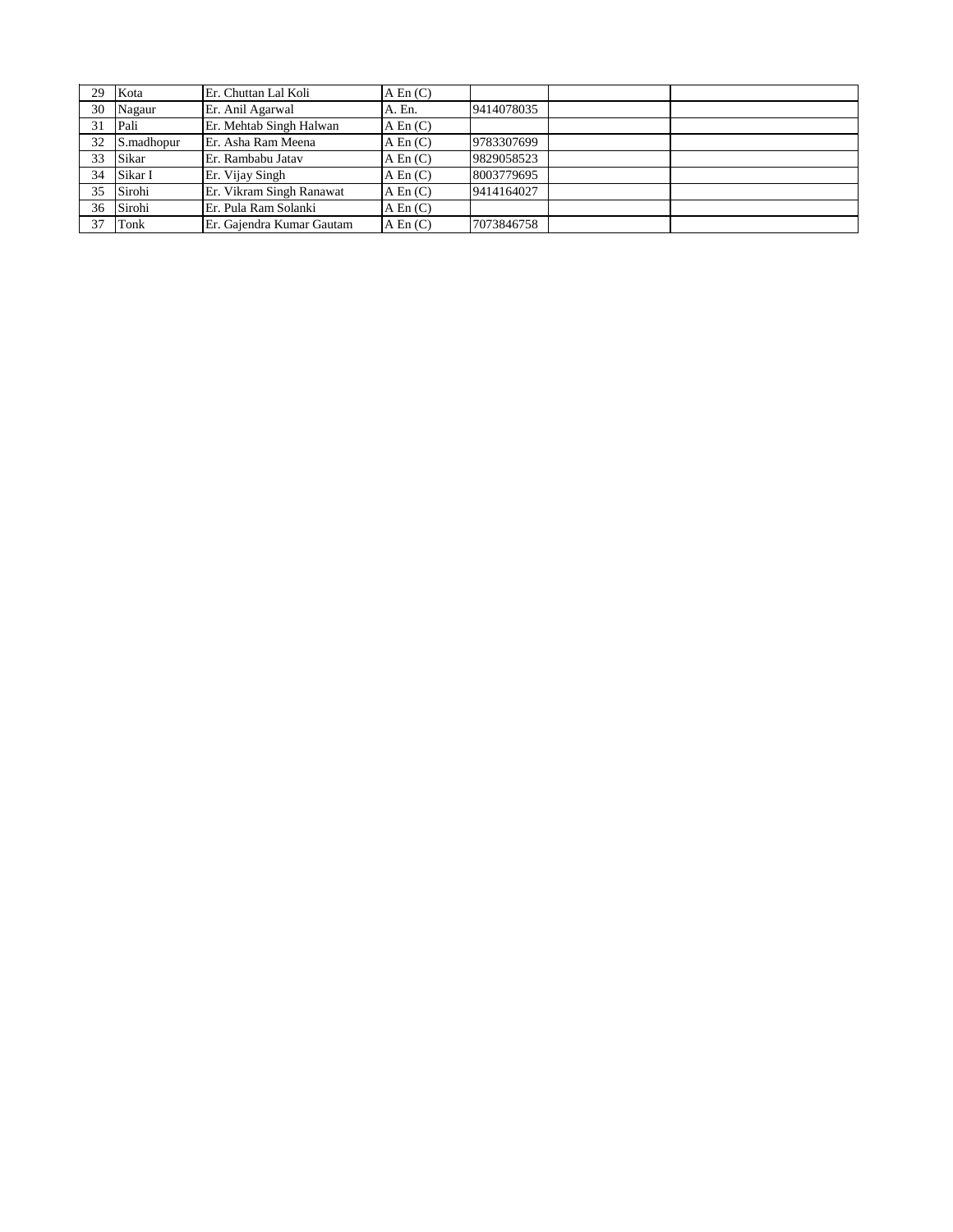| | | | | | | |
|---|---|---|---|---|---|---|
| 29 | Kota | Er. Chuttan Lal Koli | A En (C) | | | |
| 30 | Nagaur | Er. Anil Agarwal | A. En. | 9414078035 | | |
| 31 | Pali | Er. Mehtab Singh Halwan | A En (C) | | | |
| 32 | S.madhopur | Er. Asha Ram Meena | A En (C) | 9783307699 | | |
| 33 | Sikar | Er. Rambabu Jatav | A En (C) | 9829058523 | | |
| 34 | Sikar I | Er. Vijay Singh | A En (C) | 8003779695 | | |
| 35 | Sirohi | Er. Vikram Singh Ranawat | A En (C) | 9414164027 | | |
| 36 | Sirohi | Er. Pula Ram Solanki | A En (C) | | | |
| 37 | Tonk | Er. Gajendra Kumar Gautam | A En (C) | 7073846758 | | |